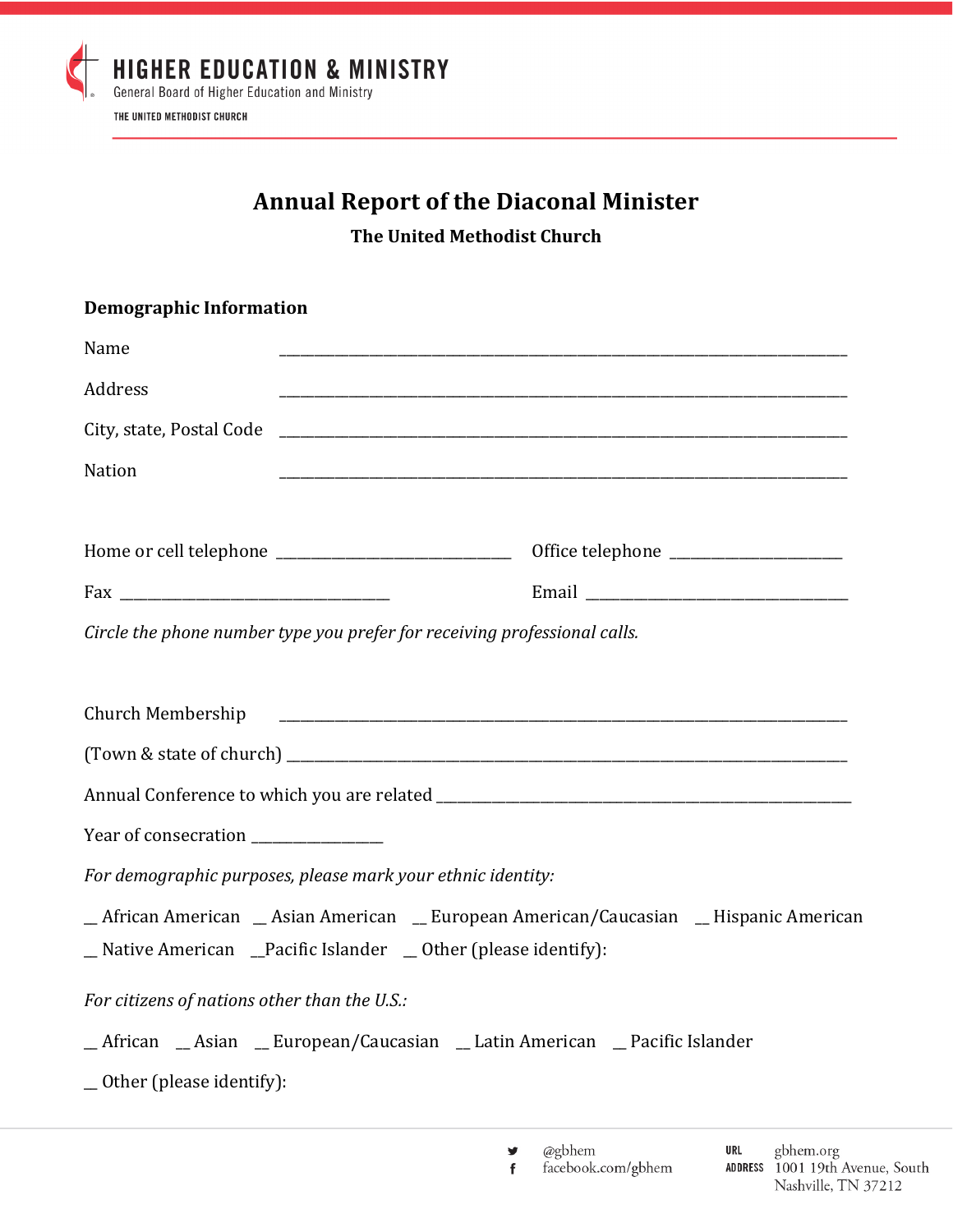HIGHER EDUCATION & MINISTRY
General Board of Higher Education and Ministry
THE UNITED METHODIST CHURCH

# Annual Report of the Diaconal Minister

**The United Methodist Church**

**Demographic Information**

Name ____________________________________________________________________________

Address ____________________________________________________________________________

City, state, Postal Code ____________________________________________________________________________

Nation ____________________________________________________________________________

Home or cell telephone _______________________________ Office telephone _______________________

Fax ____________________________________ Email _________________________________

*Circle the phone number type you prefer for receiving professional calls.*

Church Membership ____________________________________________________________________________

(Town & state of church) ____________________________________________________________________________

Annual Conference to which you are related _________________________________________________________

Year of consecration _________________

*For demographic purposes, please mark your ethnic identity:*

__ African American __ Asian American __ European American/Caucasian __ Hispanic American

__ Native American __Pacific Islander __ Other (please identify):

*For citizens of nations other than the U.S.:*

__ African __ Asian __ European/Caucasian __ Latin American __ Pacific Islander

__ Other (please identify):

@gbhem
facebook.com/gbhem

URL gbhem.org
ADDRESS 1001 19th Avenue, South
Nashville, TN 37212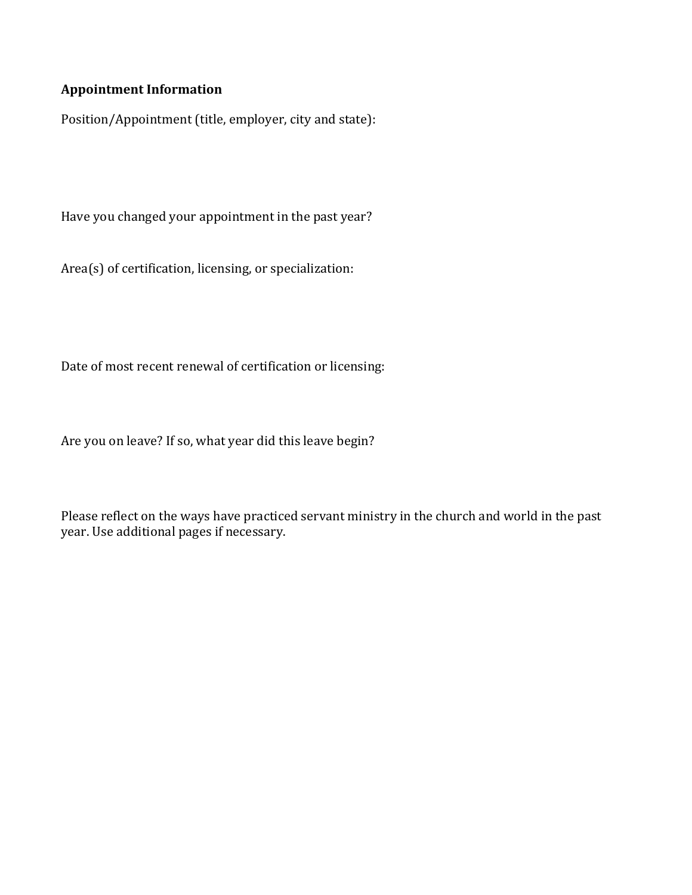**Appointment Information**

Position/Appointment (title, employer, city and state):

Have you changed your appointment in the past year?

Area(s) of certification, licensing, or specialization:

Date of most recent renewal of certification or licensing:

Are you on leave? If so, what year did this leave begin?

Please reflect on the ways have practiced servant ministry in the church and world in the past year. Use additional pages if necessary.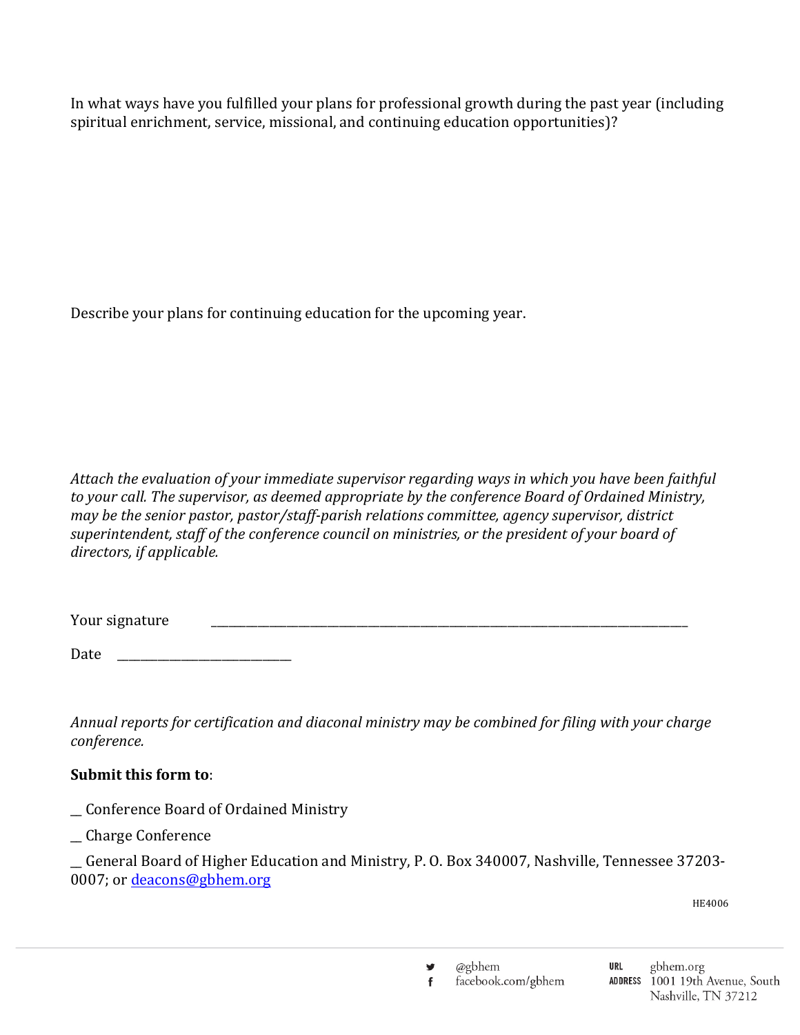In what ways have you fulfilled your plans for professional growth during the past year (including spiritual enrichment, service, missional, and continuing education opportunities)?

Describe your plans for continuing education for the upcoming year.

*Attach the evaluation of your immediate supervisor regarding ways in which you have been faithful to your call. The supervisor, as deemed appropriate by the conference Board of Ordained Ministry, may be the senior pastor, pastor/staff-parish relations committee, agency supervisor, district superintendent, staff of the conference council on ministries, or the president of your board of directors, if applicable.*

Your signature ____________________________________________________________________________

Date ____________________________

*Annual reports for certification and diaconal ministry may be combined for filing with your charge conference.*

**Submit this form to**:

__ Conference Board of Ordained Ministry

__ Charge Conference

__ General Board of Higher Education and Ministry, P. O. Box 340007, Nashville, Tennessee 37203-0007; or deacons@gbhem.org

HE4006

@gbhem
facebook.com/gbhem

URL gbhem.org
ADDRESS 1001 19th Avenue, South Nashville, TN 37212